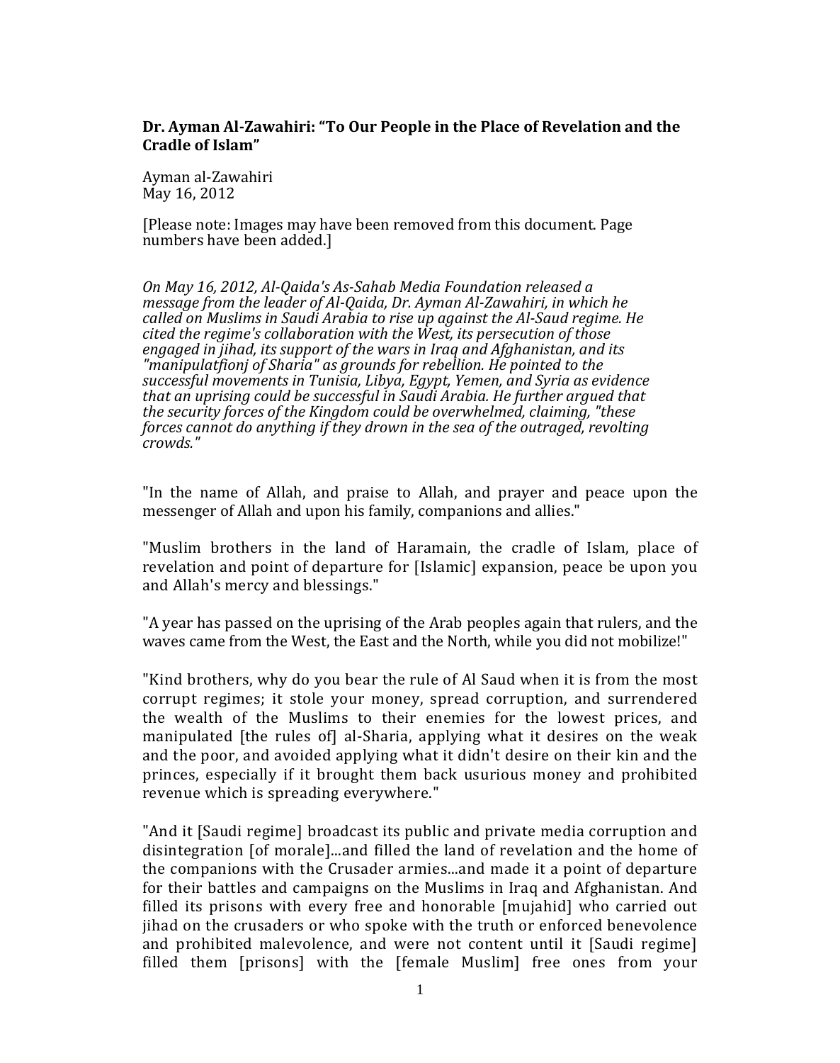**Dr. Ayman Al-Zawahiri: "To Our People in the Place of Revelation and the Cradle of Islam"**

Ayman al-Zawahiri
May 16, 2012

[Please note: Images may have been removed from this document. Page numbers have been added.]

*On May 16, 2012, Al-Qaida's As-Sahab Media Foundation released a message from the leader of Al-Qaida, Dr. Ayman Al-Zawahiri, in which he called on Muslims in Saudi Arabia to rise up against the Al-Saud regime. He cited the regime's collaboration with the West, its persecution of those engaged in jihad, its support of the wars in Iraq and Afghanistan, and its "manipulatfionj of Sharia" as grounds for rebellion. He pointed to the successful movements in Tunisia, Libya, Egypt, Yemen, and Syria as evidence that an uprising could be successful in Saudi Arabia. He further argued that the security forces of the Kingdom could be overwhelmed, claiming, "these forces cannot do anything if they drown in the sea of the outraged, revolting crowds."*

"In the name of Allah, and praise to Allah, and prayer and peace upon the messenger of Allah and upon his family, companions and allies."

"Muslim brothers in the land of Haramain, the cradle of Islam, place of revelation and point of departure for [Islamic] expansion, peace be upon you and Allah's mercy and blessings."

"A year has passed on the uprising of the Arab peoples again that rulers, and the waves came from the West, the East and the North, while you did not mobilize!"

"Kind brothers, why do you bear the rule of Al Saud when it is from the most corrupt regimes; it stole your money, spread corruption, and surrendered the wealth of the Muslims to their enemies for the lowest prices, and manipulated [the rules of] al-Sharia, applying what it desires on the weak and the poor, and avoided applying what it didn't desire on their kin and the princes, especially if it brought them back usurious money and prohibited revenue which is spreading everywhere."

"And it [Saudi regime] broadcast its public and private media corruption and disintegration [of morale]...and filled the land of revelation and the home of the companions with the Crusader armies...and made it a point of departure for their battles and campaigns on the Muslims in Iraq and Afghanistan. And filled its prisons with every free and honorable [mujahid] who carried out jihad on the crusaders or who spoke with the truth or enforced benevolence and prohibited malevolence, and were not content until it [Saudi regime] filled them [prisons] with the [female Muslim] free ones from your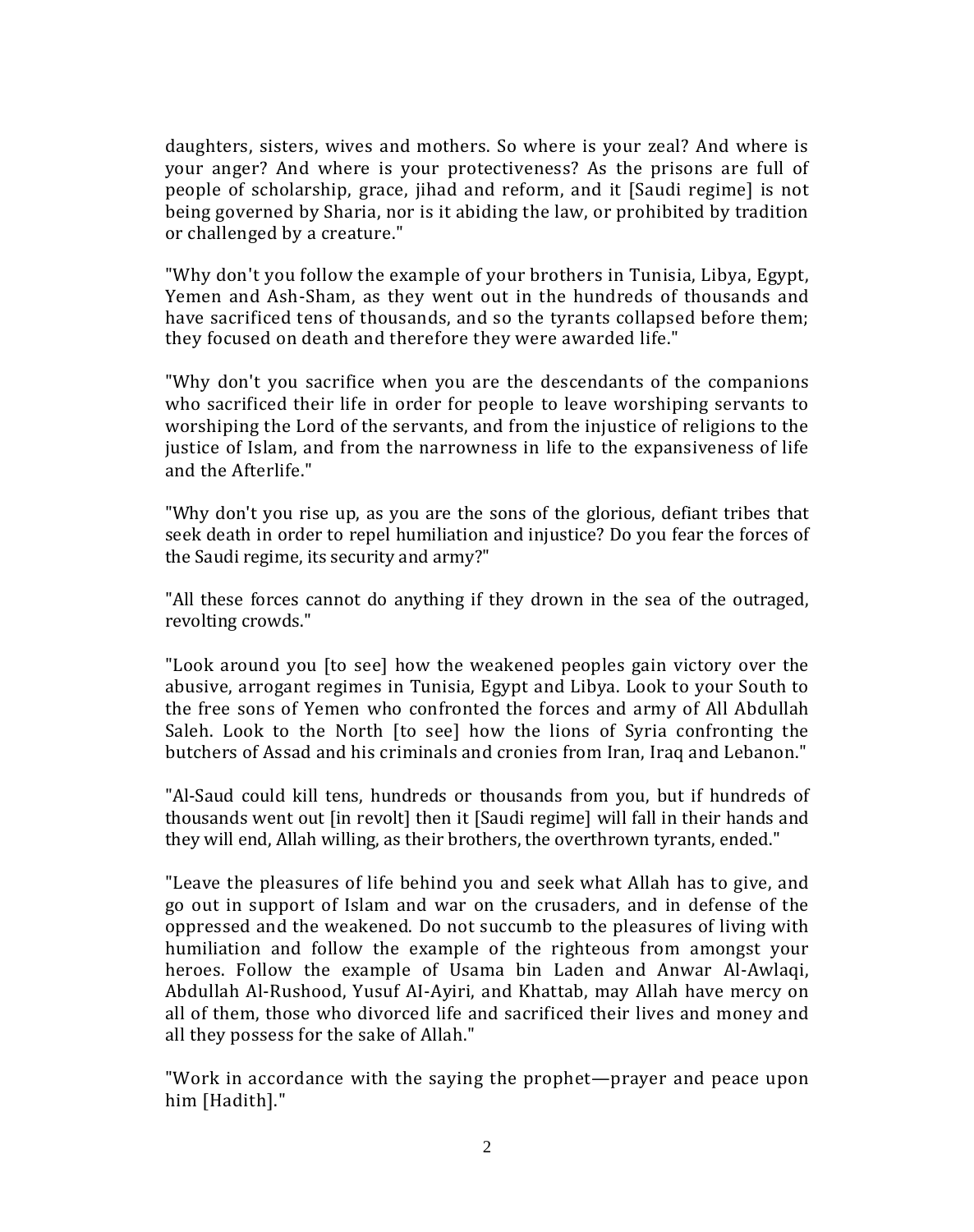daughters, sisters, wives and mothers. So where is your zeal? And where is your anger? And where is your protectiveness? As the prisons are full of people of scholarship, grace, jihad and reform, and it [Saudi regime] is not being governed by Sharia, nor is it abiding the law, or prohibited by tradition or challenged by a creature."

"Why don't you follow the example of your brothers in Tunisia, Libya, Egypt, Yemen and Ash-Sham, as they went out in the hundreds of thousands and have sacrificed tens of thousands, and so the tyrants collapsed before them; they focused on death and therefore they were awarded life."

"Why don't you sacrifice when you are the descendants of the companions who sacrificed their life in order for people to leave worshiping servants to worshiping the Lord of the servants, and from the injustice of religions to the justice of Islam, and from the narrowness in life to the expansiveness of life and the Afterlife."

"Why don't you rise up, as you are the sons of the glorious, defiant tribes that seek death in order to repel humiliation and injustice? Do you fear the forces of the Saudi regime, its security and army?"

"All these forces cannot do anything if they drown in the sea of the outraged, revolting crowds."

"Look around you [to see] how the weakened peoples gain victory over the abusive, arrogant regimes in Tunisia, Egypt and Libya. Look to your South to the free sons of Yemen who confronted the forces and army of All Abdullah Saleh. Look to the North [to see] how the lions of Syria confronting the butchers of Assad and his criminals and cronies from Iran, Iraq and Lebanon."

"Al-Saud could kill tens, hundreds or thousands from you, but if hundreds of thousands went out [in revolt] then it [Saudi regime] will fall in their hands and they will end, Allah willing, as their brothers, the overthrown tyrants, ended."

"Leave the pleasures of life behind you and seek what Allah has to give, and go out in support of Islam and war on the crusaders, and in defense of the oppressed and the weakened. Do not succumb to the pleasures of living with humiliation and follow the example of the righteous from amongst your heroes. Follow the example of Usama bin Laden and Anwar Al-Awlaqi, Abdullah Al-Rushood, Yusuf AI-Ayiri, and Khattab, may Allah have mercy on all of them, those who divorced life and sacrificed their lives and money and all they possess for the sake of Allah."

"Work in accordance with the saying the prophet—prayer and peace upon him [Hadith]."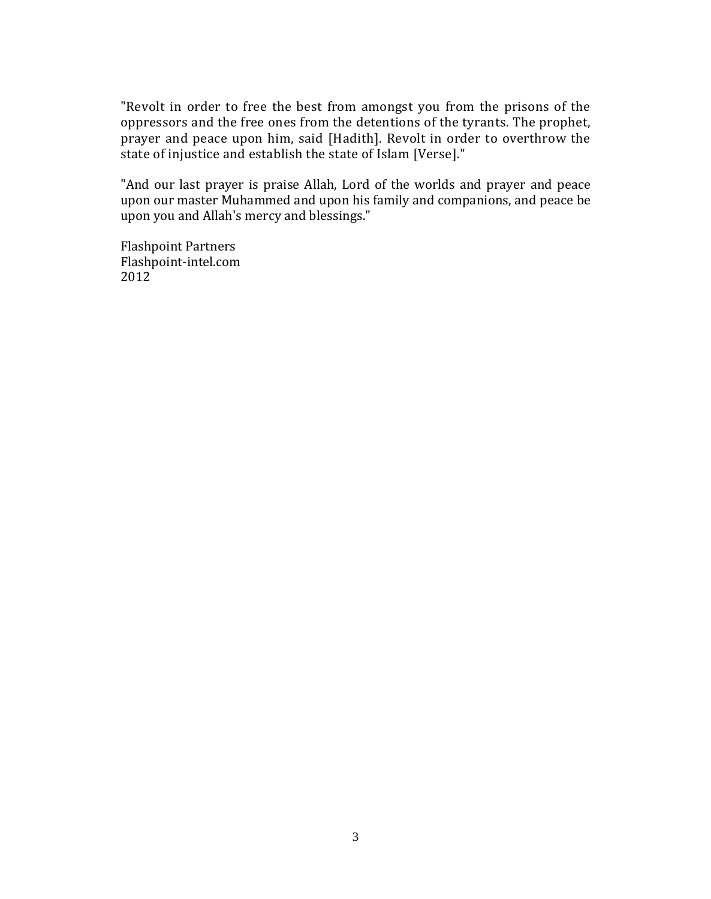"Revolt in order to free the best from amongst you from the prisons of the oppressors and the free ones from the detentions of the tyrants. The prophet, prayer and peace upon him, said [Hadith]. Revolt in order to overthrow the state of injustice and establish the state of Islam [Verse]."

"And our last prayer is praise Allah, Lord of the worlds and prayer and peace upon our master Muhammed and upon his family and companions, and peace be upon you and Allah's mercy and blessings."

Flashpoint Partners
Flashpoint-intel.com
2012